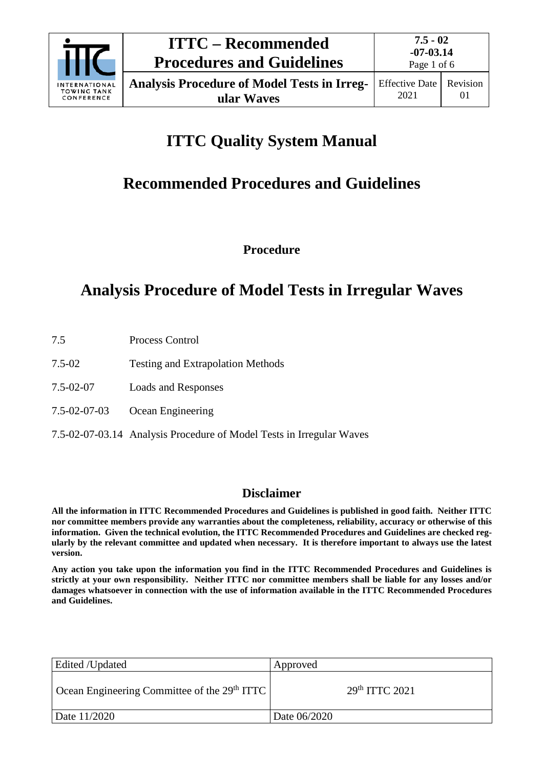# ITTC Quality System Manual

## Recommended Procedures and Guidelines

### Procedure

## Analysis Procedure of Model Tests in Irregular Waves

7.5 Process Control

7.5-02 Testing and Extrapolation Methods

7.5-02-07 Loads and Responses

7.5-02-07-03 Ocean Engineering

7.5-02-07-03.14 Analysis Procedure of Model Tests in Irregular Waves

### Disclaimer

**All the information in ITTC Recommended Procedures and Guidelines is published in good faith. Neither ITTC nor committee members provide any warranties about the completeness, reliability, accuracy or otherwise of this information. Given the technical evolution, the ITTC Recommended Procedures and Guidelines are checked regularly by the relevant committee and updated when necessary. It is therefore important to always use the latest version.**

**Any action you take upon the information you find in the ITTC Recommended Procedures and Guidelines is strictly at your own responsibility. Neither ITTC nor committee members shall be liable for any losses and/or damages whatsoever in connection with the use of information available in the ITTC Recommended Procedures and Guidelines.**

| Edited /Updated | Approved |
|---|---|
| Ocean Engineering Committee of the 29th ITTC | 29th ITTC 2021 |
| Date 11/2020 | Date 06/2020 |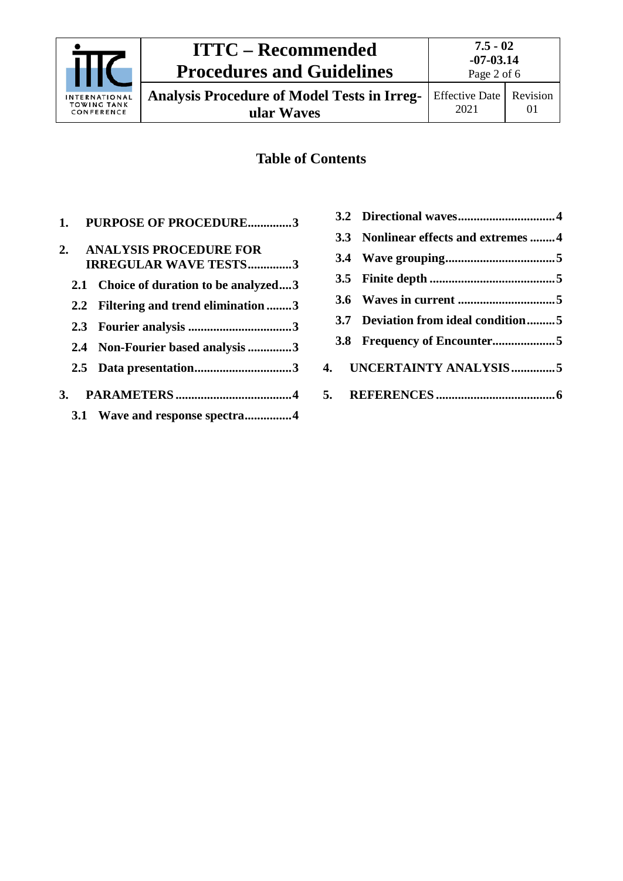## Table of Contents

1. **PURPOSE OF PROCEDURE..............3**
2. **ANALYSIS PROCEDURE FOR IRREGULAR WAVE TESTS..............3**
   - **2.1 Choice of duration to be analyzed....3**
   - **2.2 Filtering and trend elimination ........3**
   - **2.3 Fourier analysis .................................3**
   - **2.4 Non-Fourier based analysis ..............3**
   - **2.5 Data presentation...............................3**
3. **PARAMETERS .....................................4**
   - **3.1 Wave and response spectra...............4**
   - **3.2 Directional waves...............................4**
   - **3.3 Nonlinear effects and extremes ........4**
   - **3.4 Wave grouping...................................5**
   - **3.5 Finite depth ........................................5**
   - **3.6 Waves in current ...............................5**
   - **3.7 Deviation from ideal condition.........5**
   - **3.8 Frequency of Encounter....................5**
4. **UNCERTAINTY ANALYSIS..............5**
5. **REFERENCES ......................................6**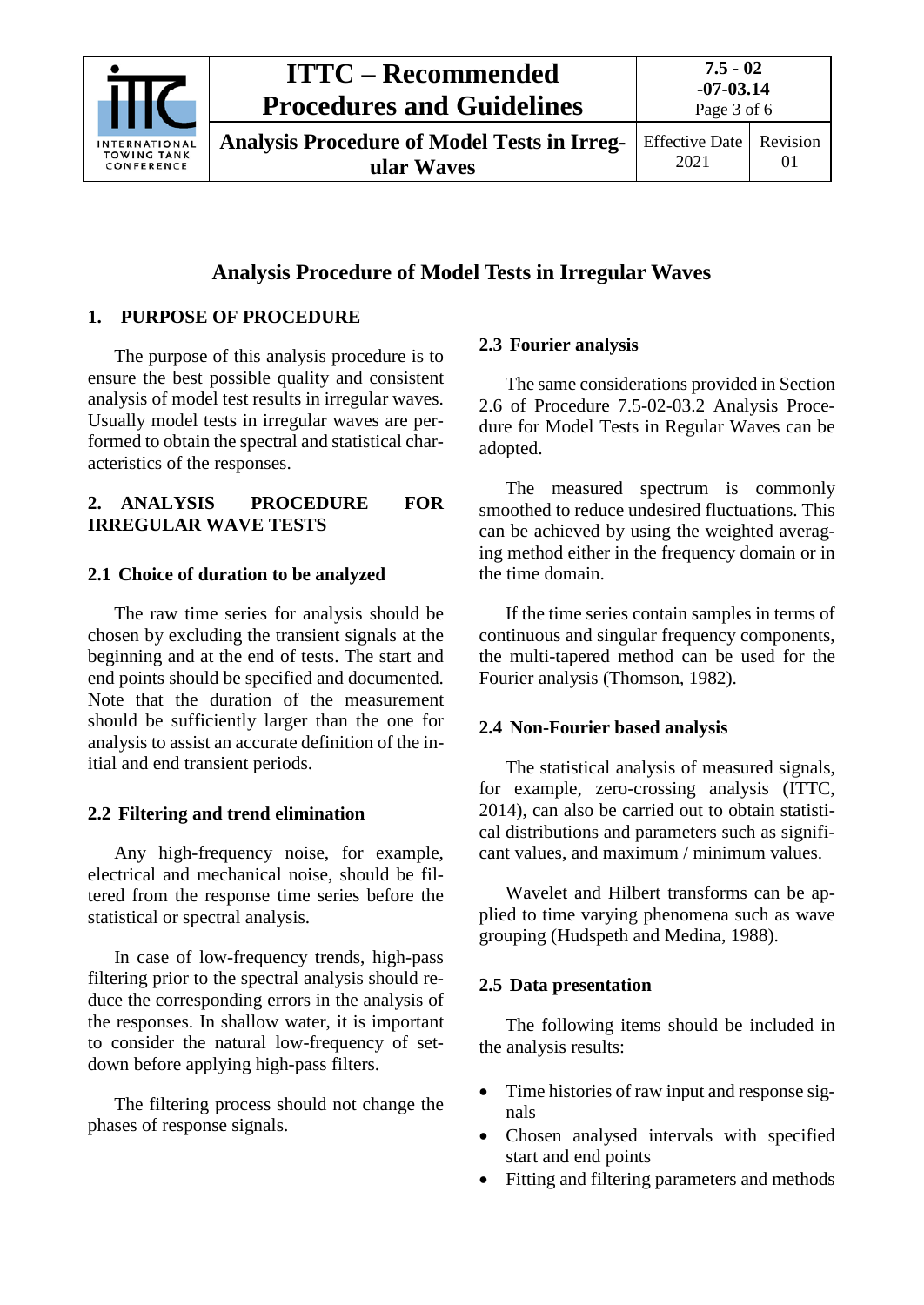# Analysis Procedure of Model Tests in Irregular Waves

## 1. PURPOSE OF PROCEDURE

The purpose of this analysis procedure is to ensure the best possible quality and consistent analysis of model test results in irregular waves. Usually model tests in irregular waves are performed to obtain the spectral and statistical characteristics of the responses.

## 2. ANALYSIS PROCEDURE FOR IRREGULAR WAVE TESTS

### 2.1 Choice of duration to be analyzed

The raw time series for analysis should be chosen by excluding the transient signals at the beginning and at the end of tests. The start and end points should be specified and documented. Note that the duration of the measurement should be sufficiently larger than the one for analysis to assist an accurate definition of the initial and end transient periods.

### 2.2 Filtering and trend elimination

Any high-frequency noise, for example, electrical and mechanical noise, should be filtered from the response time series before the statistical or spectral analysis.

In case of low-frequency trends, high-pass filtering prior to the spectral analysis should reduce the corresponding errors in the analysis of the responses. In shallow water, it is important to consider the natural low-frequency of set-down before applying high-pass filters.

The filtering process should not change the phases of response signals.

### 2.3 Fourier analysis

The same considerations provided in Section 2.6 of Procedure 7.5-02-03.2 Analysis Procedure for Model Tests in Regular Waves can be adopted.

The measured spectrum is commonly smoothed to reduce undesired fluctuations. This can be achieved by using the weighted averaging method either in the frequency domain or in the time domain.

If the time series contain samples in terms of continuous and singular frequency components, the multi-tapered method can be used for the Fourier analysis (Thomson, 1982).

### 2.4 Non-Fourier based analysis

The statistical analysis of measured signals, for example, zero-crossing analysis (ITTC, 2014), can also be carried out to obtain statistical distributions and parameters such as significant values, and maximum / minimum values.

Wavelet and Hilbert transforms can be applied to time varying phenomena such as wave grouping (Hudspeth and Medina, 1988).

### 2.5 Data presentation

The following items should be included in the analysis results:

- Time histories of raw input and response signals
- Chosen analysed intervals with specified start and end points
- Fitting and filtering parameters and methods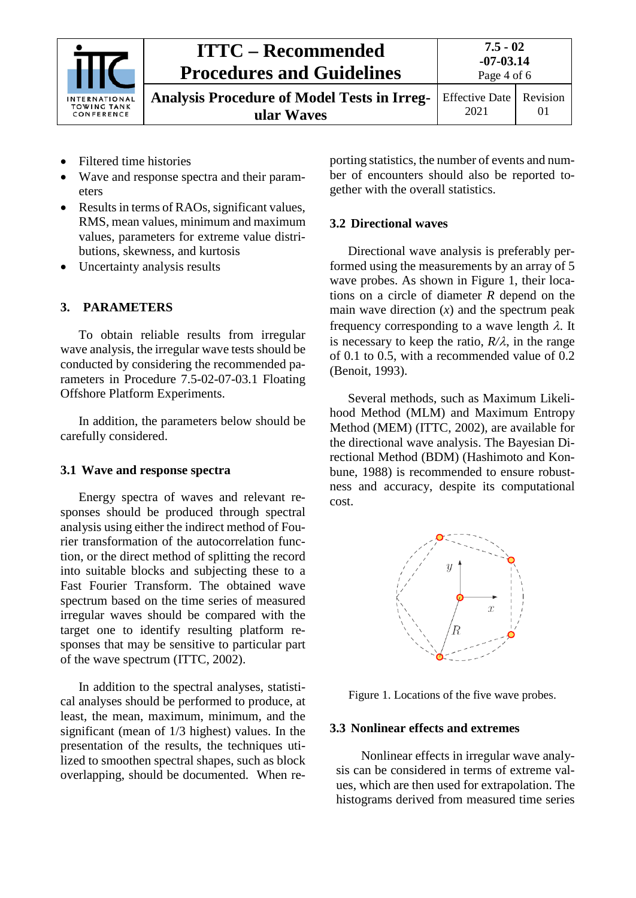- Filtered time histories
- Wave and response spectra and their parameters
- Results in terms of RAOs, significant values, RMS, mean values, minimum and maximum values, parameters for extreme value distributions, skewness, and kurtosis
- Uncertainty analysis results

## 3. PARAMETERS

To obtain reliable results from irregular wave analysis, the irregular wave tests should be conducted by considering the recommended parameters in Procedure 7.5-02-07-03.1 Floating Offshore Platform Experiments.

In addition, the parameters below should be carefully considered.

### 3.1 Wave and response spectra

Energy spectra of waves and relevant responses should be produced through spectral analysis using either the indirect method of Fourier transformation of the autocorrelation function, or the direct method of splitting the record into suitable blocks and subjecting these to a Fast Fourier Transform. The obtained wave spectrum based on the time series of measured irregular waves should be compared with the target one to identify resulting platform responses that may be sensitive to particular part of the wave spectrum (ITTC, 2002).

In addition to the spectral analyses, statistical analyses should be performed to produce, at least, the mean, maximum, minimum, and the significant (mean of 1/3 highest) values. In the presentation of the results, the techniques utilized to smoothen spectral shapes, such as block overlapping, should be documented. When reporting statistics, the number of events and number of encounters should also be reported together with the overall statistics.

### 3.2 Directional waves

Directional wave analysis is preferably performed using the measurements by an array of 5 wave probes. As shown in Figure 1, their locations on a circle of diameter *R* depend on the main wave direction ($x$) and the spectrum peak frequency corresponding to a wave length $\lambda$. It is necessary to keep the ratio, $R/\lambda$, in the range of 0.1 to 0.5, with a recommended value of 0.2 (Benoit, 1993).

Several methods, such as Maximum Likelihood Method (MLM) and Maximum Entropy Method (MEM) (ITTC, 2002), are available for the directional wave analysis. The Bayesian Directional Method (BDM) (Hashimoto and Konbune, 1988) is recommended to ensure robustness and accuracy, despite its computational cost.

Figure 1. Locations of the five wave probes.

### 3.3 Nonlinear effects and extremes

Nonlinear effects in irregular wave analysis can be considered in terms of extreme values, which are then used for extrapolation. The histograms derived from measured time series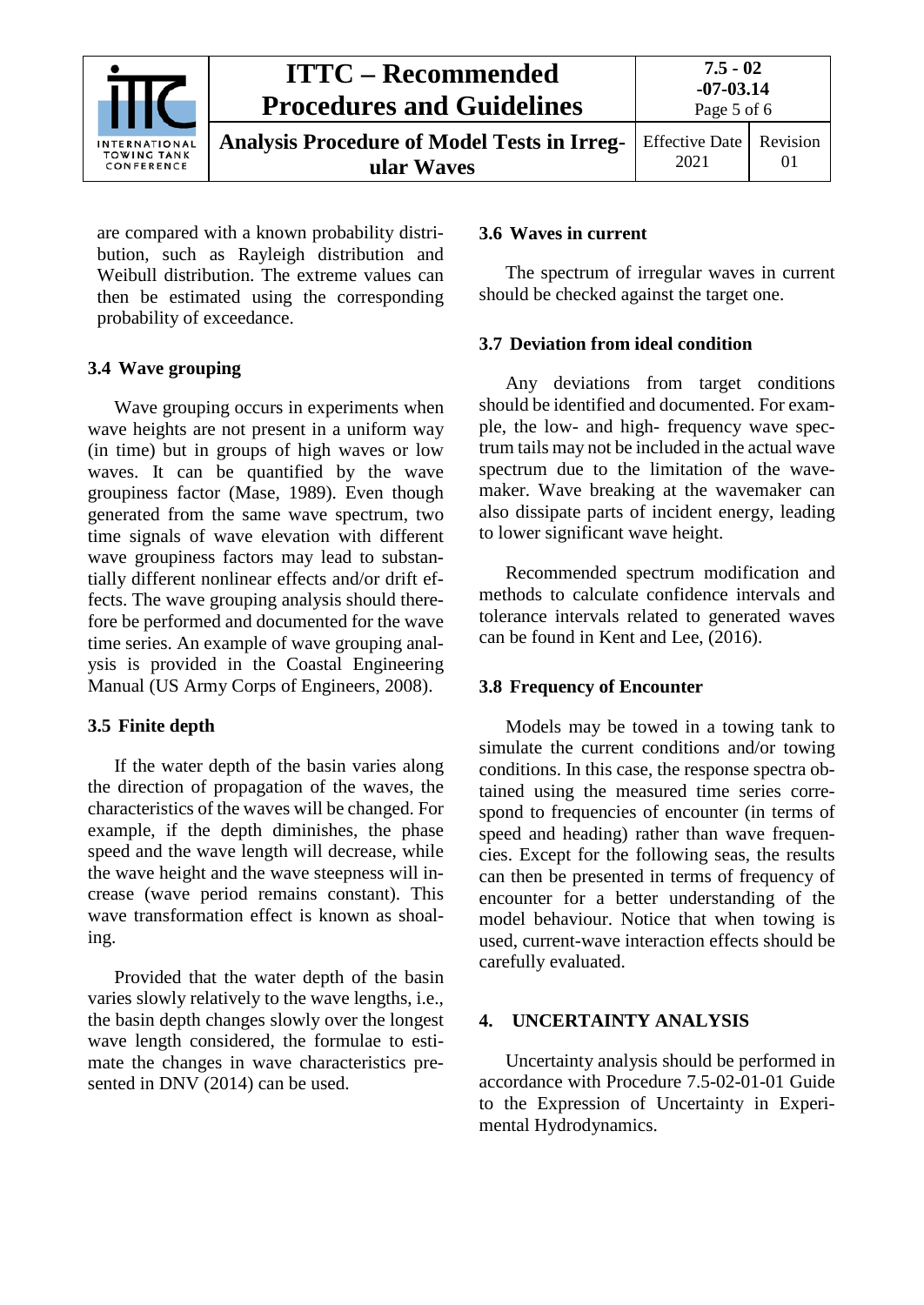are compared with a known probability distribution, such as Rayleigh distribution and Weibull distribution. The extreme values can then be estimated using the corresponding probability of exceedance.

### 3.4 Wave grouping

Wave grouping occurs in experiments when wave heights are not present in a uniform way (in time) but in groups of high waves or low waves. It can be quantified by the wave groupiness factor (Mase, 1989). Even though generated from the same wave spectrum, two time signals of wave elevation with different wave groupiness factors may lead to substantially different nonlinear effects and/or drift effects. The wave grouping analysis should therefore be performed and documented for the wave time series. An example of wave grouping analysis is provided in the Coastal Engineering Manual (US Army Corps of Engineers, 2008).

### 3.5 Finite depth

If the water depth of the basin varies along the direction of propagation of the waves, the characteristics of the waves will be changed. For example, if the depth diminishes, the phase speed and the wave length will decrease, while the wave height and the wave steepness will increase (wave period remains constant). This wave transformation effect is known as shoaling.

Provided that the water depth of the basin varies slowly relatively to the wave lengths, i.e., the basin depth changes slowly over the longest wave length considered, the formulae to estimate the changes in wave characteristics presented in DNV (2014) can be used.

### 3.6 Waves in current

The spectrum of irregular waves in current should be checked against the target one.

### 3.7 Deviation from ideal condition

Any deviations from target conditions should be identified and documented. For example, the low- and high- frequency wave spectrum tails may not be included in the actual wave spectrum due to the limitation of the wavemaker. Wave breaking at the wavemaker can also dissipate parts of incident energy, leading to lower significant wave height.

Recommended spectrum modification and methods to calculate confidence intervals and tolerance intervals related to generated waves can be found in Kent and Lee, (2016).

### 3.8 Frequency of Encounter

Models may be towed in a towing tank to simulate the current conditions and/or towing conditions. In this case, the response spectra obtained using the measured time series correspond to frequencies of encounter (in terms of speed and heading) rather than wave frequencies. Except for the following seas, the results can then be presented in terms of frequency of encounter for a better understanding of the model behaviour. Notice that when towing is used, current-wave interaction effects should be carefully evaluated.

## 4. UNCERTAINTY ANALYSIS

Uncertainty analysis should be performed in accordance with Procedure 7.5-02-01-01 Guide to the Expression of Uncertainty in Experimental Hydrodynamics.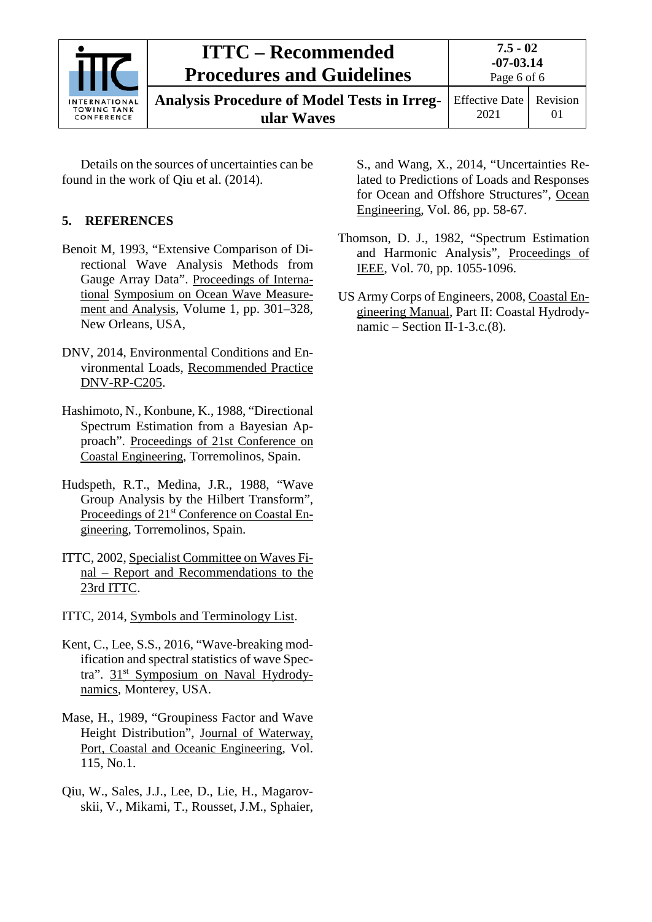Details on the sources of uncertainties can be found in the work of Qiu et al. (2014).

## 5. REFERENCES

Benoit M, 1993, "Extensive Comparison of Directional Wave Analysis Methods from Gauge Array Data". Proceedings of International Symposium on Ocean Wave Measurement and Analysis, Volume 1, pp. 301–328, New Orleans, USA,

DNV, 2014, Environmental Conditions and Environmental Loads, Recommended Practice DNV-RP-C205.

Hashimoto, N., Konbune, K., 1988, "Directional Spectrum Estimation from a Bayesian Approach". Proceedings of 21st Conference on Coastal Engineering, Torremolinos, Spain.

Hudspeth, R.T., Medina, J.R., 1988, "Wave Group Analysis by the Hilbert Transform", Proceedings of 21st Conference on Coastal Engineering, Torremolinos, Spain.

ITTC, 2002, Specialist Committee on Waves Final – Report and Recommendations to the 23rd ITTC.

ITTC, 2014, Symbols and Terminology List.

Kent, C., Lee, S.S., 2016, "Wave-breaking modification and spectral statistics of wave Spectra". 31st Symposium on Naval Hydrodynamics, Monterey, USA.

Mase, H., 1989, "Groupiness Factor and Wave Height Distribution", Journal of Waterway, Port, Coastal and Oceanic Engineering, Vol. 115, No.1.

Qiu, W., Sales, J.J., Lee, D., Lie, H., Magarovskii, V., Mikami, T., Rousset, J.M., Sphaier, S., and Wang, X., 2014, "Uncertainties Related to Predictions of Loads and Responses for Ocean and Offshore Structures", Ocean Engineering, Vol. 86, pp. 58-67.

Thomson, D. J., 1982, "Spectrum Estimation and Harmonic Analysis", Proceedings of IEEE, Vol. 70, pp. 1055-1096.

US Army Corps of Engineers, 2008, Coastal Engineering Manual, Part II: Coastal Hydrodynamic – Section II-1-3.c.(8).